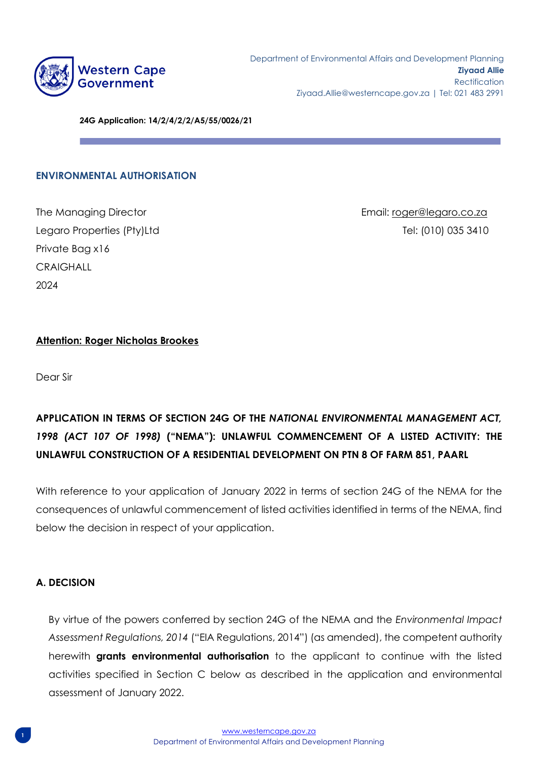Department of Environmental Affairs and Development Planning
**Ziyaad Allie**
Rectification
Ziyaad.Allie@westerncape.gov.za | Tel: 021 483 2991

**24G Application: 14/2/4/2/2/A5/55/0026/21**

## ENVIRONMENTAL AUTHORISATION

The Managing Director
Legaro Properties (Pty)Ltd
Private Bag x16
CRAIGHALL
2024

Email: roger@legaro.co.za
Tel: (010) 035 3410

**Attention: Roger Nicholas Brookes**

Dear Sir

**APPLICATION IN TERMS OF SECTION 24G OF THE *NATIONAL ENVIRONMENTAL MANAGEMENT ACT, 1998 (ACT 107 OF 1998)* ("NEMA"): UNLAWFUL COMMENCEMENT OF A LISTED ACTIVITY: THE UNLAWFUL CONSTRUCTION OF A RESIDENTIAL DEVELOPMENT ON PTN 8 OF FARM 851, PAARL**

With reference to your application of January 2022 in terms of section 24G of the NEMA for the consequences of unlawful commencement of listed activities identified in terms of the NEMA, find below the decision in respect of your application.

### A. DECISION

By virtue of the powers conferred by section 24G of the NEMA and the *Environmental Impact Assessment Regulations, 2014* ("EIA Regulations, 2014") (as amended), the competent authority herewith **grants environmental authorisation** to the applicant to continue with the listed activities specified in Section C below as described in the application and environmental assessment of January 2022.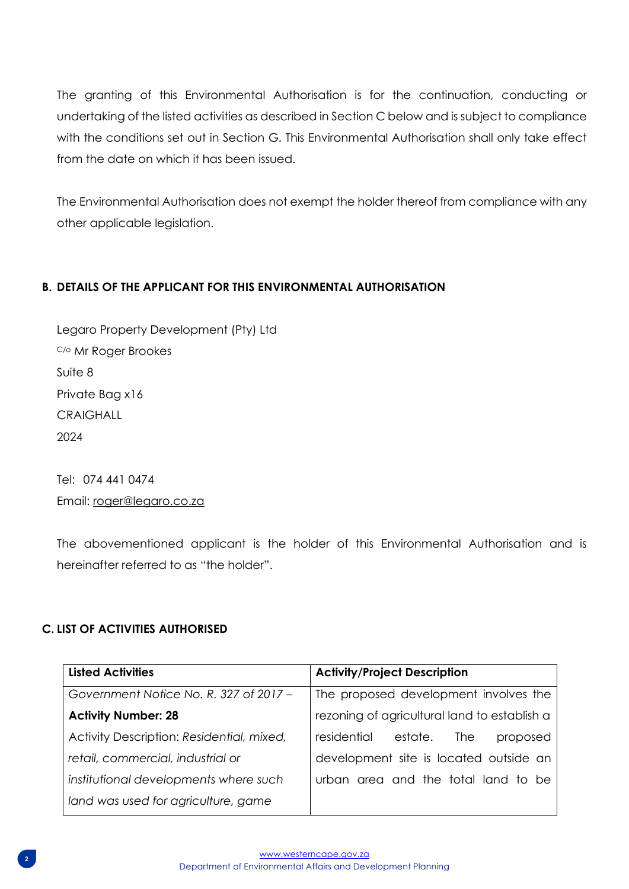The granting of this Environmental Authorisation is for the continuation, conducting or undertaking of the listed activities as described in Section C below and is subject to compliance with the conditions set out in Section G. This Environmental Authorisation shall only take effect from the date on which it has been issued.

The Environmental Authorisation does not exempt the holder thereof from compliance with any other applicable legislation.

## B. DETAILS OF THE APPLICANT FOR THIS ENVIRONMENTAL AUTHORISATION

Legaro Property Development (Pty) Ltd
C/o Mr Roger Brookes
Suite 8
Private Bag x16
CRAIGHALL
2024

Tel: 074 441 0474
Email: roger@legaro.co.za

The abovementioned applicant is the holder of this Environmental Authorisation and is hereinafter referred to as "the holder".

## C. LIST OF ACTIVITIES AUTHORISED

| Listed Activities | Activity/Project Description |
|---|---|
| *Government Notice No. R. 327 of 2017 –* **Activity Number: 28** Activity Description: *Residential, mixed, retail, commercial, industrial or institutional developments where such land was used for agriculture, game* | The proposed development involves the rezoning of agricultural land to establish a residential estate. The proposed development site is located outside an urban area and the total land to be |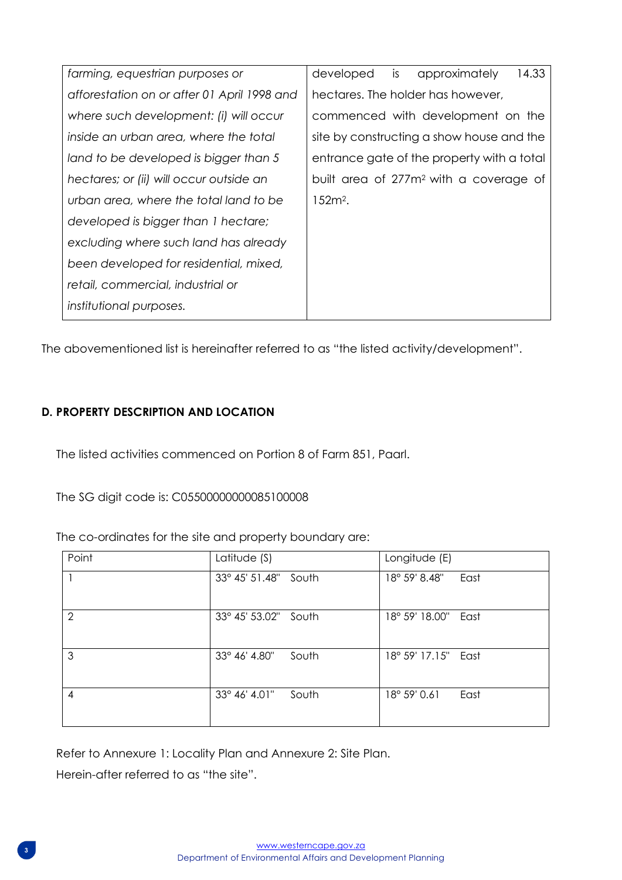| | |
|---|---|
| *farming, equestrian purposes or afforestation on or after 01 April 1998 and where such development: (i) will occur inside an urban area, where the total land to be developed is bigger than 5 hectares; or (ii) will occur outside an urban area, where the total land to be developed is bigger than 1 hectare; excluding where such land has already been developed for residential, mixed, retail, commercial, industrial or institutional purposes.* | developed is approximately 14.33 hectares. The holder has however, commenced with development on the site by constructing a show house and the entrance gate of the property with a total built area of 277m² with a coverage of 152m². |

The abovementioned list is hereinafter referred to as "the listed activity/development".

**D. PROPERTY DESCRIPTION AND LOCATION**

The listed activities commenced on Portion 8 of Farm 851, Paarl.

The SG digit code is: C05500000000085100008

The co-ordinates for the site and property boundary are:

| Point | Latitude (S) | Longitude (E) |
|---|---|---|
| 1 | 33° 45' 51.48" South | 18° 59' 8.48" East |
| 2 | 33° 45' 53.02" South | 18° 59' 18.00" East |
| 3 | 33° 46' 4.80" South | 18° 59' 17.15" East |
| 4 | 33° 46' 4.01" South | 18° 59' 0.61 East |

Refer to Annexure 1: Locality Plan and Annexure 2: Site Plan.
Herein-after referred to as "the site".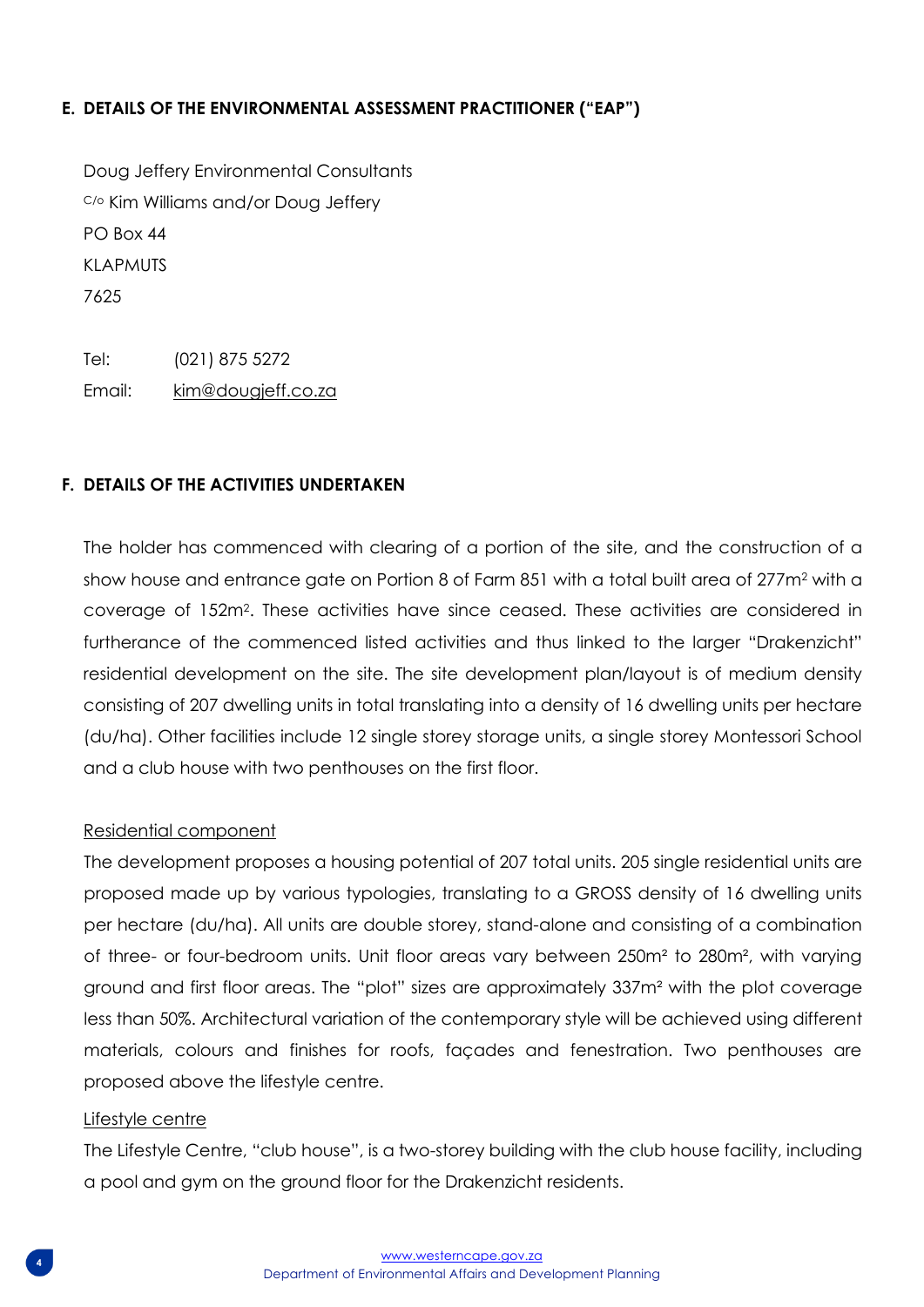## E. DETAILS OF THE ENVIRONMENTAL ASSESSMENT PRACTITIONER ("EAP")

Doug Jeffery Environmental Consultants
C/o Kim Williams and/or Doug Jeffery
PO Box 44
KLAPMUTS
7625

Tel: (021) 875 5272
Email: kim@dougjeff.co.za

## F. DETAILS OF THE ACTIVITIES UNDERTAKEN

The holder has commenced with clearing of a portion of the site, and the construction of a show house and entrance gate on Portion 8 of Farm 851 with a total built area of 277m$^2$ with a coverage of 152m$^2$. These activities have since ceased. These activities are considered in furtherance of the commenced listed activities and thus linked to the larger "Drakenzicht" residential development on the site. The site development plan/layout is of medium density consisting of 207 dwelling units in total translating into a density of 16 dwelling units per hectare (du/ha). Other facilities include 12 single storey storage units, a single storey Montessori School and a club house with two penthouses on the first floor.

Residential component

The development proposes a housing potential of 207 total units. 205 single residential units are proposed made up by various typologies, translating to a GROSS density of 16 dwelling units per hectare (du/ha). All units are double storey, stand-alone and consisting of a combination of three- or four-bedroom units. Unit floor areas vary between 250m$^2$ to 280m$^2$, with varying ground and first floor areas. The "plot" sizes are approximately 337m$^2$ with the plot coverage less than 50%. Architectural variation of the contemporary style will be achieved using different materials, colours and finishes for roofs, façades and fenestration. Two penthouses are proposed above the lifestyle centre.

Lifestyle centre

The Lifestyle Centre, "club house", is a two-storey building with the club house facility, including a pool and gym on the ground floor for the Drakenzicht residents.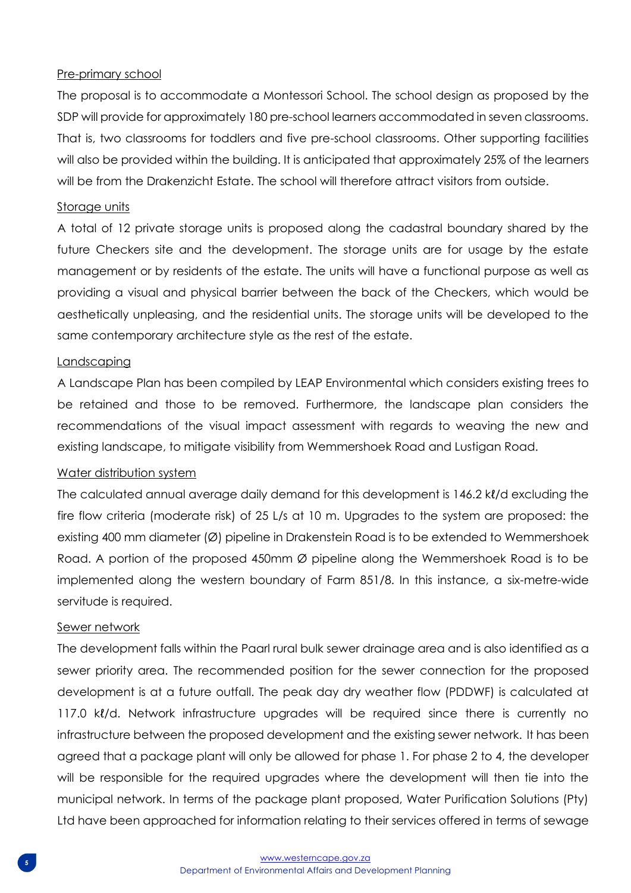Pre-primary school

The proposal is to accommodate a Montessori School. The school design as proposed by the SDP will provide for approximately 180 pre-school learners accommodated in seven classrooms. That is, two classrooms for toddlers and five pre-school classrooms. Other supporting facilities will also be provided within the building. It is anticipated that approximately 25% of the learners will be from the Drakenzicht Estate. The school will therefore attract visitors from outside.

Storage units

A total of 12 private storage units is proposed along the cadastral boundary shared by the future Checkers site and the development. The storage units are for usage by the estate management or by residents of the estate. The units will have a functional purpose as well as providing a visual and physical barrier between the back of the Checkers, which would be aesthetically unpleasing, and the residential units. The storage units will be developed to the same contemporary architecture style as the rest of the estate.

Landscaping

A Landscape Plan has been compiled by LEAP Environmental which considers existing trees to be retained and those to be removed. Furthermore, the landscape plan considers the recommendations of the visual impact assessment with regards to weaving the new and existing landscape, to mitigate visibility from Wemmershoek Road and Lustigan Road.

Water distribution system

The calculated annual average daily demand for this development is 146.2 kℓ/d excluding the fire flow criteria (moderate risk) of 25 L/s at 10 m. Upgrades to the system are proposed: the existing 400 mm diameter (Ø) pipeline in Drakenstein Road is to be extended to Wemmershoek Road. A portion of the proposed 450mm Ø pipeline along the Wemmershoek Road is to be implemented along the western boundary of Farm 851/8. In this instance, a six-metre-wide servitude is required.

Sewer network

The development falls within the Paarl rural bulk sewer drainage area and is also identified as a sewer priority area. The recommended position for the sewer connection for the proposed development is at a future outfall. The peak day dry weather flow (PDDWF) is calculated at 117.0 kℓ/d. Network infrastructure upgrades will be required since there is currently no infrastructure between the proposed development and the existing sewer network. It has been agreed that a package plant will only be allowed for phase 1. For phase 2 to 4, the developer will be responsible for the required upgrades where the development will then tie into the municipal network. In terms of the package plant proposed, Water Purification Solutions (Pty) Ltd have been approached for information relating to their services offered in terms of sewage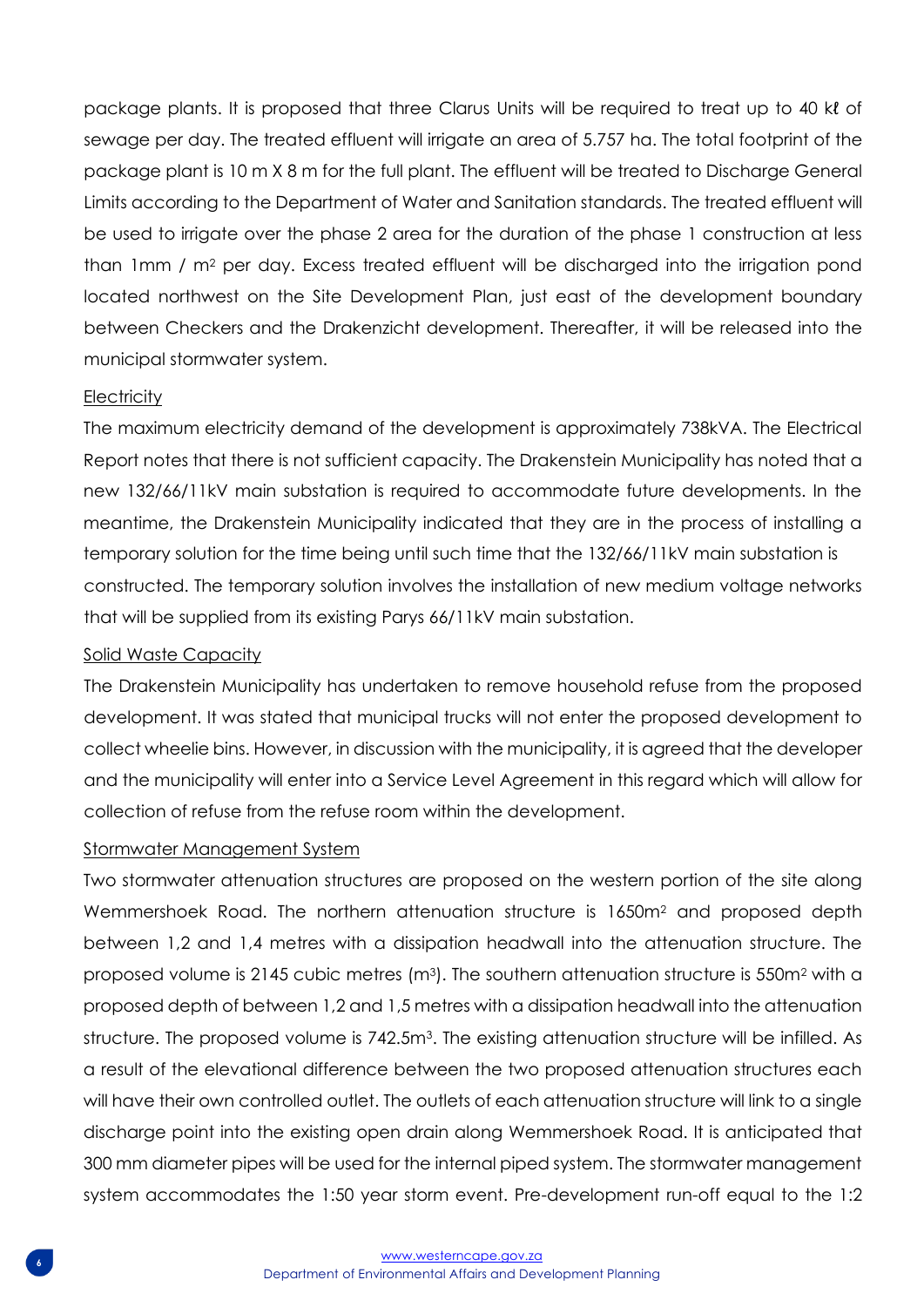package plants. It is proposed that three Clarus Units will be required to treat up to 40 kℓ of sewage per day. The treated effluent will irrigate an area of 5.757 ha. The total footprint of the package plant is 10 m X 8 m for the full plant. The effluent will be treated to Discharge General Limits according to the Department of Water and Sanitation standards. The treated effluent will be used to irrigate over the phase 2 area for the duration of the phase 1 construction at less than 1mm / m$^2$ per day. Excess treated effluent will be discharged into the irrigation pond located northwest on the Site Development Plan, just east of the development boundary between Checkers and the Drakenzicht development. Thereafter, it will be released into the municipal stormwater system.

<u>Electricity</u>

The maximum electricity demand of the development is approximately 738kVA. The Electrical Report notes that there is not sufficient capacity. The Drakenstein Municipality has noted that a new 132/66/11kV main substation is required to accommodate future developments. In the meantime, the Drakenstein Municipality indicated that they are in the process of installing a temporary solution for the time being until such time that the 132/66/11kV main substation is constructed. The temporary solution involves the installation of new medium voltage networks that will be supplied from its existing Parys 66/11kV main substation.

<u>Solid Waste Capacity</u>

The Drakenstein Municipality has undertaken to remove household refuse from the proposed development. It was stated that municipal trucks will not enter the proposed development to collect wheelie bins. However, in discussion with the municipality, it is agreed that the developer and the municipality will enter into a Service Level Agreement in this regard which will allow for collection of refuse from the refuse room within the development.

<u>Stormwater Management System</u>

Two stormwater attenuation structures are proposed on the western portion of the site along Wemmershoek Road. The northern attenuation structure is 1650m$^2$ and proposed depth between 1,2 and 1,4 metres with a dissipation headwall into the attenuation structure. The proposed volume is 2145 cubic metres (m$^3$). The southern attenuation structure is 550m$^2$ with a proposed depth of between 1,2 and 1,5 metres with a dissipation headwall into the attenuation structure. The proposed volume is 742.5m$^3$. The existing attenuation structure will be infilled. As a result of the elevational difference between the two proposed attenuation structures each will have their own controlled outlet. The outlets of each attenuation structure will link to a single discharge point into the existing open drain along Wemmershoek Road. It is anticipated that 300 mm diameter pipes will be used for the internal piped system. The stormwater management system accommodates the 1:50 year storm event. Pre-development run-off equal to the 1:2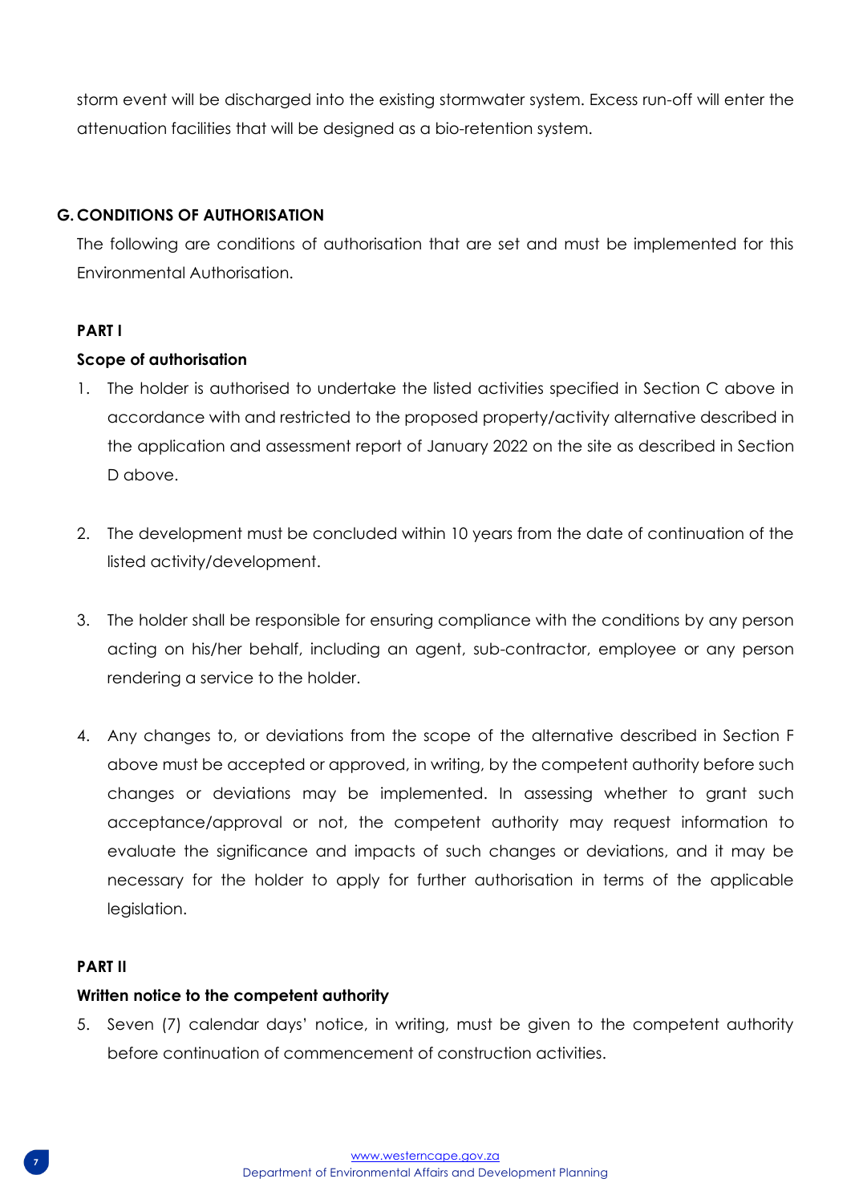storm event will be discharged into the existing stormwater system. Excess run-off will enter the attenuation facilities that will be designed as a bio-retention system.

## G. CONDITIONS OF AUTHORISATION

The following are conditions of authorisation that are set and must be implemented for this Environmental Authorisation.

### PART I

**Scope of authorisation**

1. The holder is authorised to undertake the listed activities specified in Section C above in accordance with and restricted to the proposed property/activity alternative described in the application and assessment report of January 2022 on the site as described in Section D above.

2. The development must be concluded within 10 years from the date of continuation of the listed activity/development.

3. The holder shall be responsible for ensuring compliance with the conditions by any person acting on his/her behalf, including an agent, sub-contractor, employee or any person rendering a service to the holder.

4. Any changes to, or deviations from the scope of the alternative described in Section F above must be accepted or approved, in writing, by the competent authority before such changes or deviations may be implemented. In assessing whether to grant such acceptance/approval or not, the competent authority may request information to evaluate the significance and impacts of such changes or deviations, and it may be necessary for the holder to apply for further authorisation in terms of the applicable legislation.

### PART II

**Written notice to the competent authority**

5. Seven (7) calendar days' notice, in writing, must be given to the competent authority before continuation of commencement of construction activities.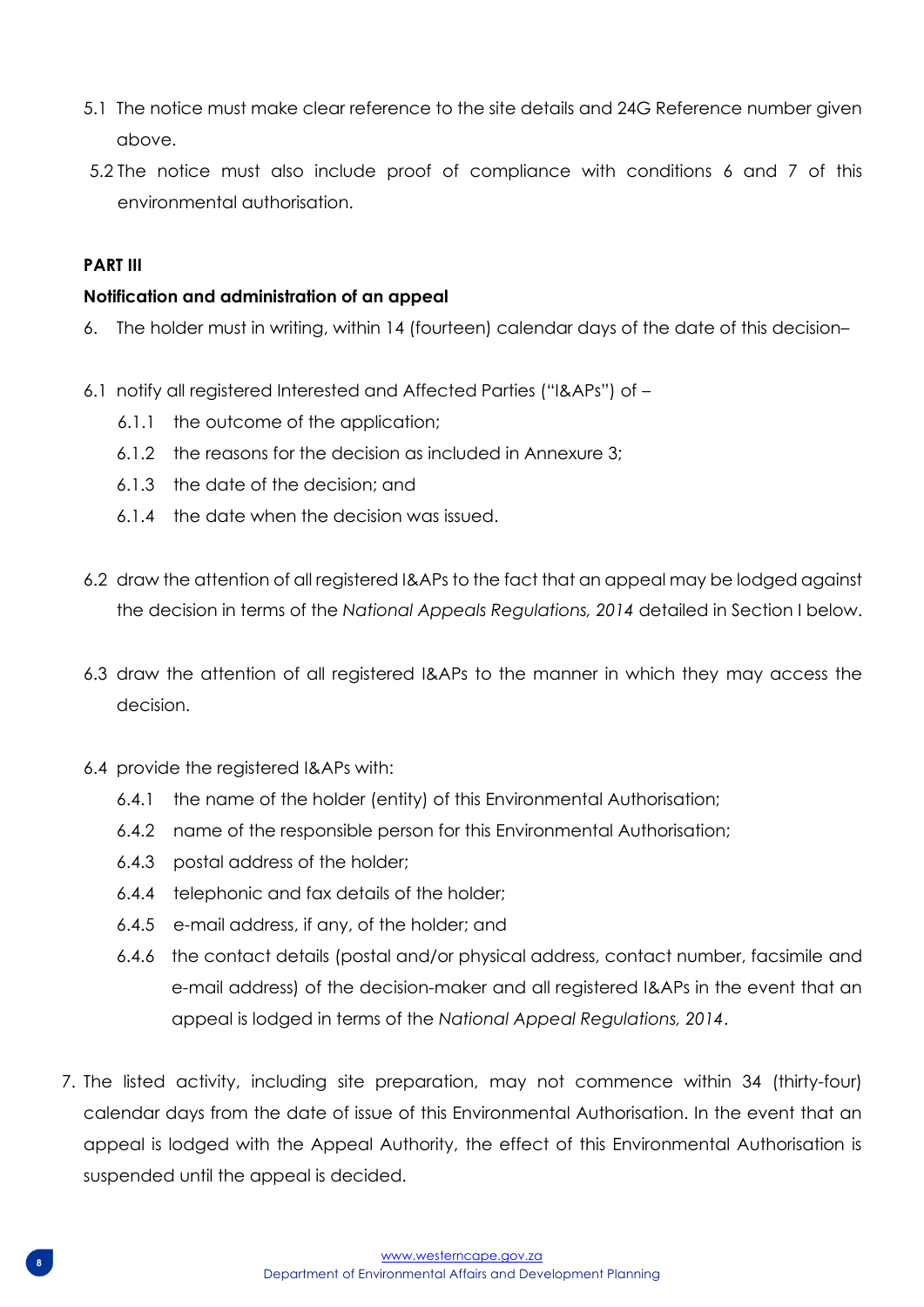5.1 The notice must make clear reference to the site details and 24G Reference number given above.

5.2 The notice must also include proof of compliance with conditions 6 and 7 of this environmental authorisation.

**PART III**

**Notification and administration of an appeal**

6. The holder must in writing, within 14 (fourteen) calendar days of the date of this decision–

6.1 notify all registered Interested and Affected Parties ("I&APs") of –

- 6.1.1 the outcome of the application;
- 6.1.2 the reasons for the decision as included in Annexure 3;
- 6.1.3 the date of the decision; and
- 6.1.4 the date when the decision was issued.

6.2 draw the attention of all registered I&APs to the fact that an appeal may be lodged against the decision in terms of the *National Appeals Regulations, 2014* detailed in Section I below.

6.3 draw the attention of all registered I&APs to the manner in which they may access the decision.

6.4 provide the registered I&APs with:

- 6.4.1 the name of the holder (entity) of this Environmental Authorisation;
- 6.4.2 name of the responsible person for this Environmental Authorisation;
- 6.4.3 postal address of the holder;
- 6.4.4 telephonic and fax details of the holder;
- 6.4.5 e-mail address, if any, of the holder; and
- 6.4.6 the contact details (postal and/or physical address, contact number, facsimile and e-mail address) of the decision-maker and all registered I&APs in the event that an appeal is lodged in terms of the *National Appeal Regulations, 2014*.

7. The listed activity, including site preparation, may not commence within 34 (thirty-four) calendar days from the date of issue of this Environmental Authorisation. In the event that an appeal is lodged with the Appeal Authority, the effect of this Environmental Authorisation is suspended until the appeal is decided.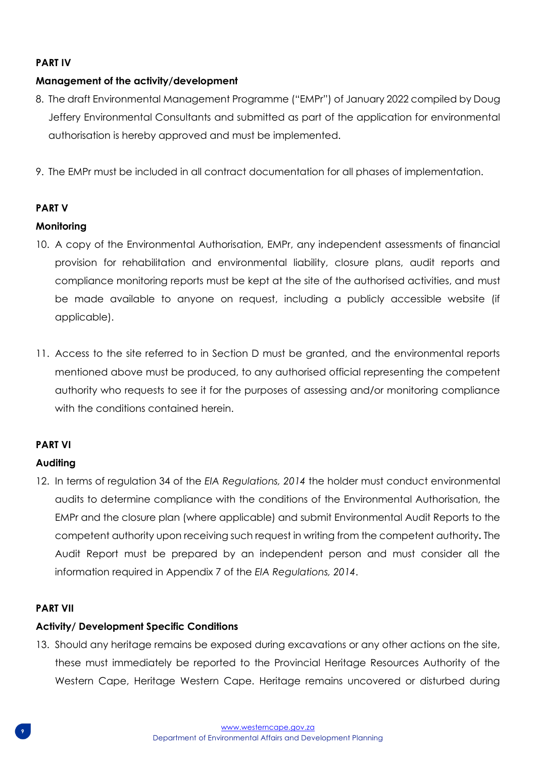**PART IV**

**Management of the activity/development**

8. The draft Environmental Management Programme ("EMPr") of January 2022 compiled by Doug Jeffery Environmental Consultants and submitted as part of the application for environmental authorisation is hereby approved and must be implemented.

9. The EMPr must be included in all contract documentation for all phases of implementation.

**PART V**

**Monitoring**

10. A copy of the Environmental Authorisation, EMPr, any independent assessments of financial provision for rehabilitation and environmental liability, closure plans, audit reports and compliance monitoring reports must be kept at the site of the authorised activities, and must be made available to anyone on request, including a publicly accessible website (if applicable).

11. Access to the site referred to in Section D must be granted, and the environmental reports mentioned above must be produced, to any authorised official representing the competent authority who requests to see it for the purposes of assessing and/or monitoring compliance with the conditions contained herein.

**PART VI**

**Auditing**

12. In terms of regulation 34 of the *EIA Regulations, 2014* the holder must conduct environmental audits to determine compliance with the conditions of the Environmental Authorisation, the EMPr and the closure plan (where applicable) and submit Environmental Audit Reports to the competent authority upon receiving such request in writing from the competent authority**.** The Audit Report must be prepared by an independent person and must consider all the information required in Appendix 7 of the *EIA Regulations, 2014*.

**PART VII**

**Activity/ Development Specific Conditions**

13. Should any heritage remains be exposed during excavations or any other actions on the site, these must immediately be reported to the Provincial Heritage Resources Authority of the Western Cape, Heritage Western Cape. Heritage remains uncovered or disturbed during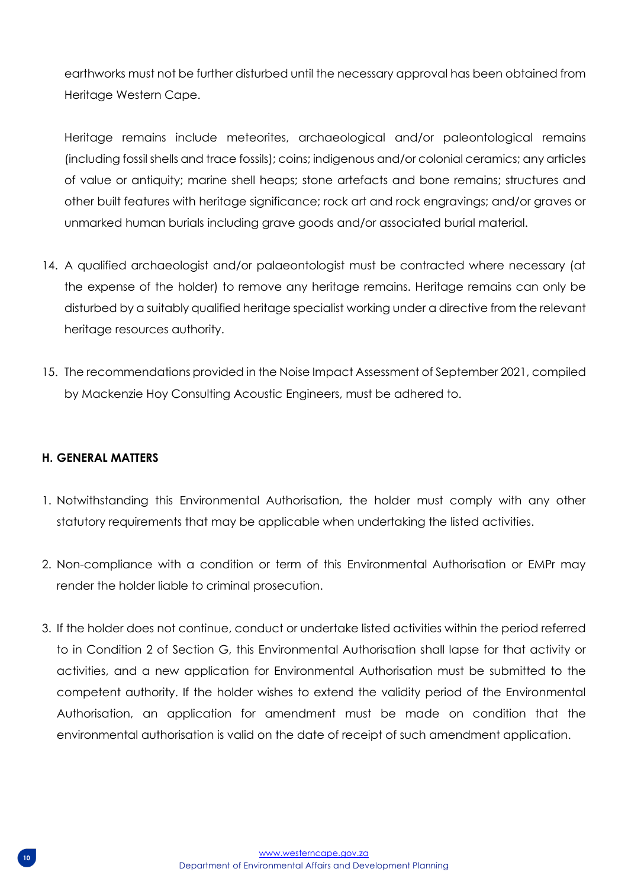earthworks must not be further disturbed until the necessary approval has been obtained from Heritage Western Cape.

Heritage remains include meteorites, archaeological and/or paleontological remains (including fossil shells and trace fossils); coins; indigenous and/or colonial ceramics; any articles of value or antiquity; marine shell heaps; stone artefacts and bone remains; structures and other built features with heritage significance; rock art and rock engravings; and/or graves or unmarked human burials including grave goods and/or associated burial material.

14. A qualified archaeologist and/or palaeontologist must be contracted where necessary (at the expense of the holder) to remove any heritage remains. Heritage remains can only be disturbed by a suitably qualified heritage specialist working under a directive from the relevant heritage resources authority.

15. The recommendations provided in the Noise Impact Assessment of September 2021, compiled by Mackenzie Hoy Consulting Acoustic Engineers, must be adhered to.

## H. GENERAL MATTERS

1. Notwithstanding this Environmental Authorisation, the holder must comply with any other statutory requirements that may be applicable when undertaking the listed activities.

2. Non-compliance with a condition or term of this Environmental Authorisation or EMPr may render the holder liable to criminal prosecution.

3. If the holder does not continue, conduct or undertake listed activities within the period referred to in Condition 2 of Section G, this Environmental Authorisation shall lapse for that activity or activities, and a new application for Environmental Authorisation must be submitted to the competent authority. If the holder wishes to extend the validity period of the Environmental Authorisation, an application for amendment must be made on condition that the environmental authorisation is valid on the date of receipt of such amendment application.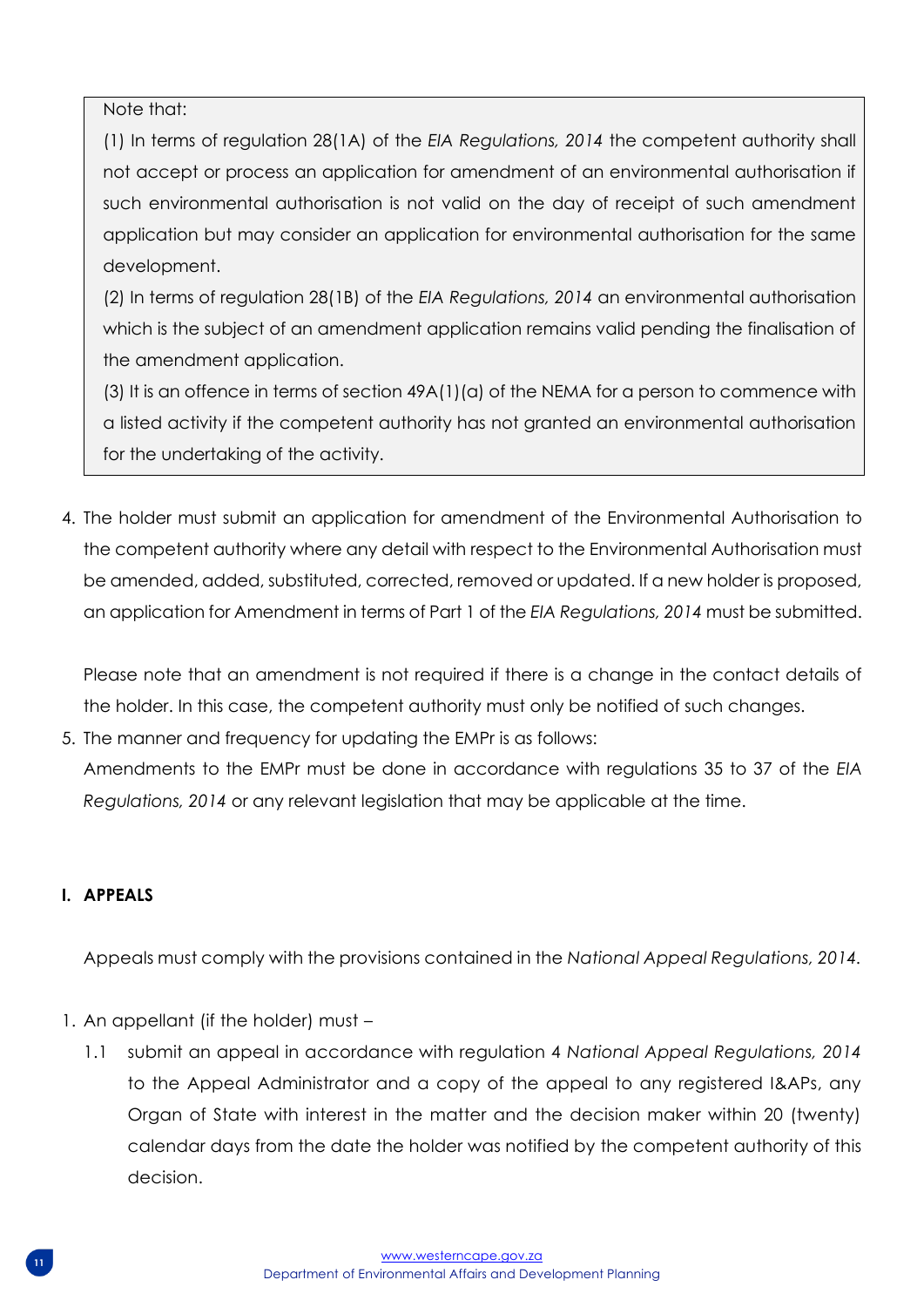> Note that:
>
> (1) In terms of regulation 28(1A) of the *EIA Regulations, 2014* the competent authority shall not accept or process an application for amendment of an environmental authorisation if such environmental authorisation is not valid on the day of receipt of such amendment application but may consider an application for environmental authorisation for the same development.
>
> (2) In terms of regulation 28(1B) of the *EIA Regulations, 2014* an environmental authorisation which is the subject of an amendment application remains valid pending the finalisation of the amendment application.
>
> (3) It is an offence in terms of section 49A(1)(a) of the NEMA for a person to commence with a listed activity if the competent authority has not granted an environmental authorisation for the undertaking of the activity.

4. The holder must submit an application for amendment of the Environmental Authorisation to the competent authority where any detail with respect to the Environmental Authorisation must be amended, added, substituted, corrected, removed or updated. If a new holder is proposed, an application for Amendment in terms of Part 1 of the *EIA Regulations, 2014* must be submitted.

   Please note that an amendment is not required if there is a change in the contact details of the holder. In this case, the competent authority must only be notified of such changes.

5. The manner and frequency for updating the EMPr is as follows:
   Amendments to the EMPr must be done in accordance with regulations 35 to 37 of the *EIA Regulations, 2014* or any relevant legislation that may be applicable at the time.

## I. APPEALS

Appeals must comply with the provisions contained in the *National Appeal Regulations, 2014.*

1. An appellant (if the holder) must –
   1.1 submit an appeal in accordance with regulation 4 *National Appeal Regulations, 2014* to the Appeal Administrator and a copy of the appeal to any registered I&APs, any Organ of State with interest in the matter and the decision maker within 20 (twenty) calendar days from the date the holder was notified by the competent authority of this decision.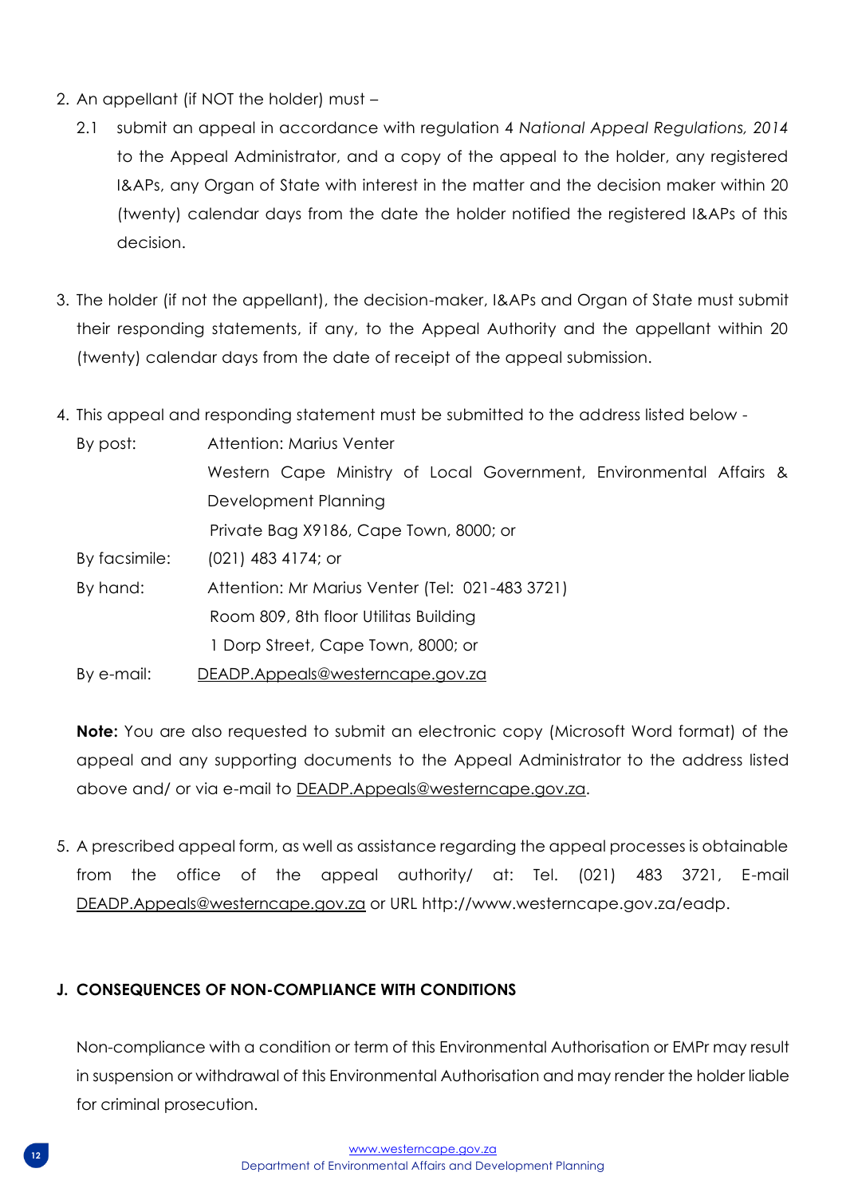2. An appellant (if NOT the holder) must –

    2.1 submit an appeal in accordance with regulation 4 *National Appeal Regulations, 2014* to the Appeal Administrator, and a copy of the appeal to the holder, any registered I&APs, any Organ of State with interest in the matter and the decision maker within 20 (twenty) calendar days from the date the holder notified the registered I&APs of this decision.

3. The holder (if not the appellant), the decision-maker, I&APs and Organ of State must submit their responding statements, if any, to the Appeal Authority and the appellant within 20 (twenty) calendar days from the date of receipt of the appeal submission.

4. This appeal and responding statement must be submitted to the address listed below -

    By post: Attention: Marius Venter
    Western Cape Ministry of Local Government, Environmental Affairs & Development Planning
    Private Bag X9186, Cape Town, 8000; or

    By facsimile: (021) 483 4174; or

    By hand: Attention: Mr Marius Venter (Tel: 021-483 3721)
    Room 809, 8th floor Utilitas Building
    1 Dorp Street, Cape Town, 8000; or

    By e-mail: DEADP.Appeals@westerncape.gov.za

    **Note:** You are also requested to submit an electronic copy (Microsoft Word format) of the appeal and any supporting documents to the Appeal Administrator to the address listed above and/ or via e-mail to DEADP.Appeals@westerncape.gov.za.

5. A prescribed appeal form, as well as assistance regarding the appeal processes is obtainable from the office of the appeal authority/ at: Tel. (021) 483 3721, E-mail DEADP.Appeals@westerncape.gov.za or URL http://www.westerncape.gov.za/eadp.

## J. CONSEQUENCES OF NON-COMPLIANCE WITH CONDITIONS

Non-compliance with a condition or term of this Environmental Authorisation or EMPr may result in suspension or withdrawal of this Environmental Authorisation and may render the holder liable for criminal prosecution.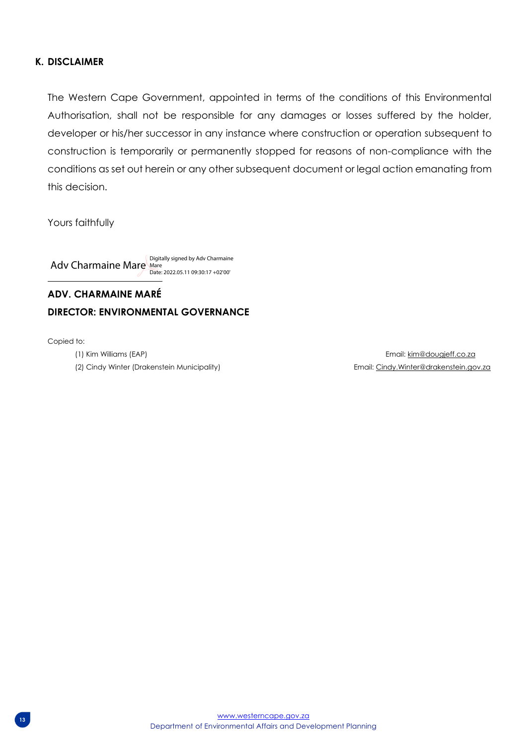## K. DISCLAIMER

The Western Cape Government, appointed in terms of the conditions of this Environmental Authorisation, shall not be responsible for any damages or losses suffered by the holder, developer or his/her successor in any instance where construction or operation subsequent to construction is temporarily or permanently stopped for reasons of non-compliance with the conditions as set out herein or any other subsequent document or legal action emanating from this decision.

Yours faithfully

Adv Charmaine Mare Digitally signed by Adv Charmaine Mare Date: 2022.05.11 09:30:17 +02'00'

**ADV. CHARMAINE MARÉ**
**DIRECTOR: ENVIRONMENTAL GOVERNANCE**

Copied to:

(1) Kim Williams (EAP) Email: kim@dougjeff.co.za
(2) Cindy Winter (Drakenstein Municipality) Email: Cindy.Winter@drakenstein.gov.za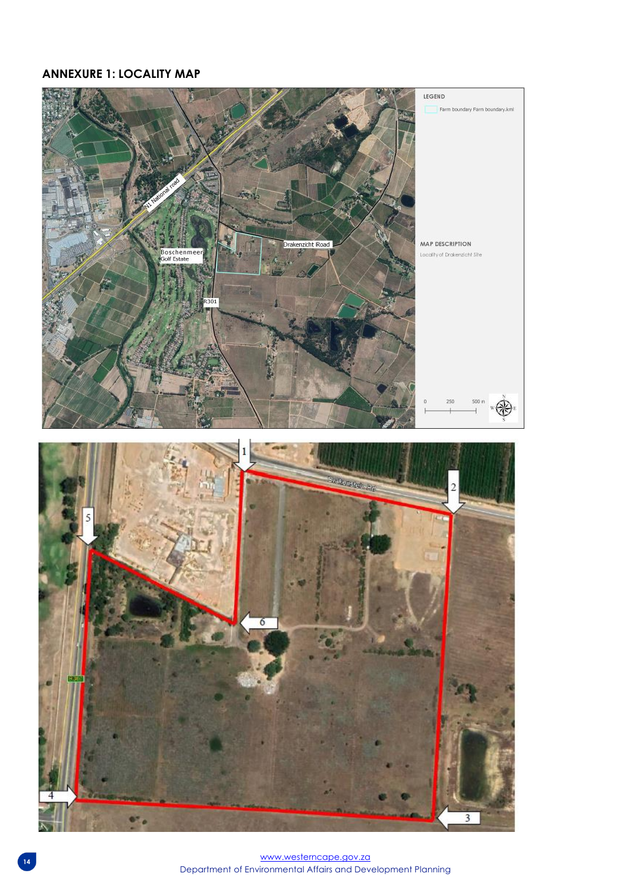## ANNEXURE 1: LOCALITY MAP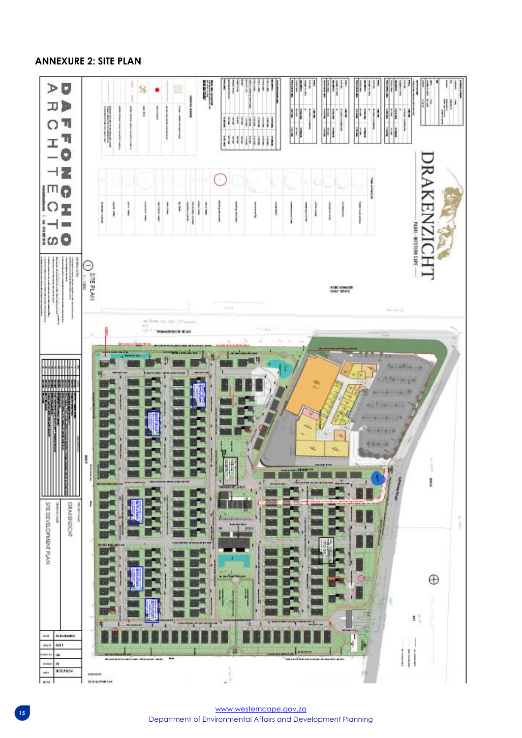## ANNEXURE 2: SITE PLAN

DAFFONCHIO ARCHITECTS

DRAKENZICHT

PAARL - WESTERN CAPE

SITE PLAN

PROJECT NAME: DRAKENZICHT

SITE DEVELOPMENT PLAN

WEMMERSHOEK ROAD

BOSCHENMEER GOLF ESTATE

[www.westerncape.gov.za](http://www.westerncape.gov.za)

Department of Environmental Affairs and Development Planning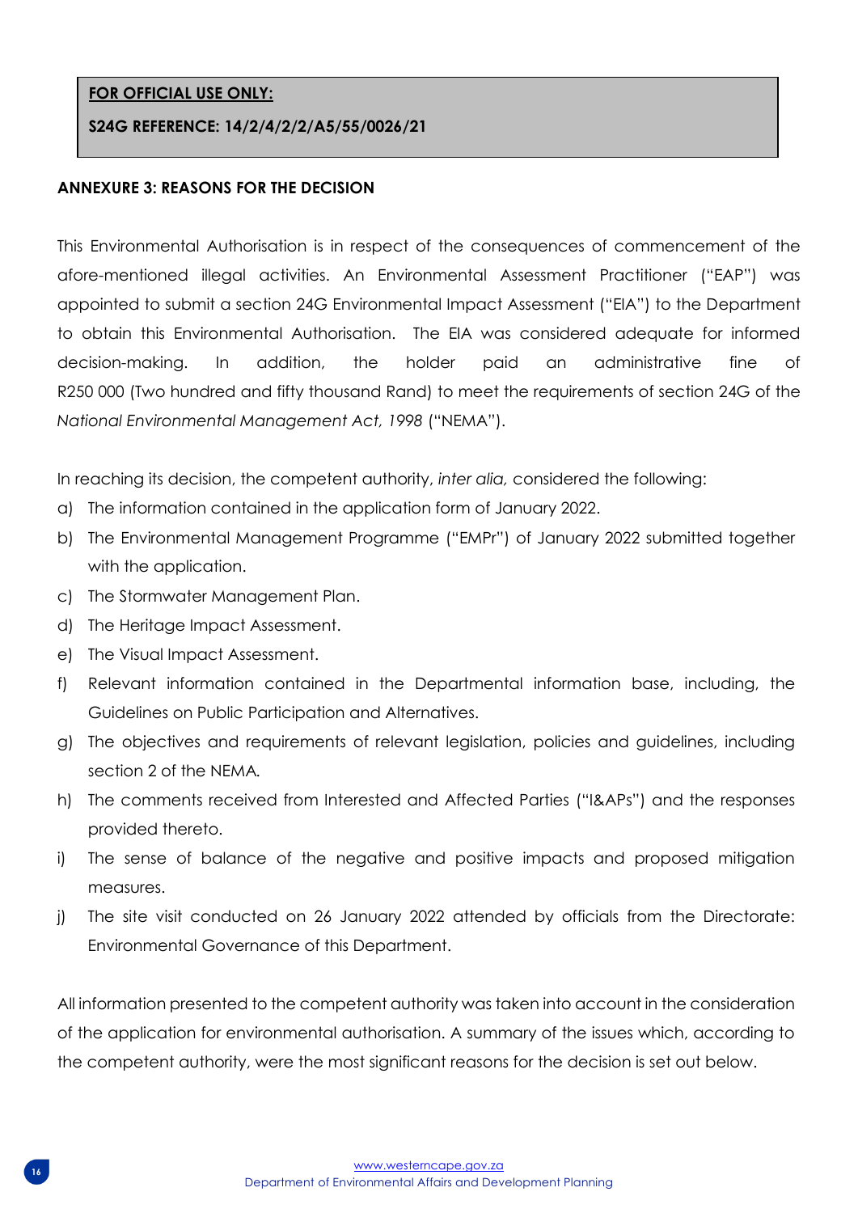**FOR OFFICIAL USE ONLY:**

**S24G REFERENCE: 14/2/4/2/2/A5/55/0026/21**

## ANNEXURE 3: REASONS FOR THE DECISION

This Environmental Authorisation is in respect of the consequences of commencement of the afore-mentioned illegal activities. An Environmental Assessment Practitioner ("EAP") was appointed to submit a section 24G Environmental Impact Assessment ("EIA") to the Department to obtain this Environmental Authorisation. The EIA was considered adequate for informed decision-making. In addition, the holder paid an administrative fine of R250 000 (Two hundred and fifty thousand Rand) to meet the requirements of section 24G of the *National Environmental Management Act, 1998* ("NEMA").

In reaching its decision, the competent authority, *inter alia,* considered the following:

a) The information contained in the application form of January 2022.
b) The Environmental Management Programme ("EMPr") of January 2022 submitted together with the application.
c) The Stormwater Management Plan.
d) The Heritage Impact Assessment.
e) The Visual Impact Assessment.
f) Relevant information contained in the Departmental information base, including, the Guidelines on Public Participation and Alternatives.
g) The objectives and requirements of relevant legislation, policies and guidelines, including section 2 of the NEMA.
h) The comments received from Interested and Affected Parties ("I&APs") and the responses provided thereto.
i) The sense of balance of the negative and positive impacts and proposed mitigation measures.
j) The site visit conducted on 26 January 2022 attended by officials from the Directorate: Environmental Governance of this Department.

All information presented to the competent authority was taken into account in the consideration of the application for environmental authorisation. A summary of the issues which, according to the competent authority, were the most significant reasons for the decision is set out below.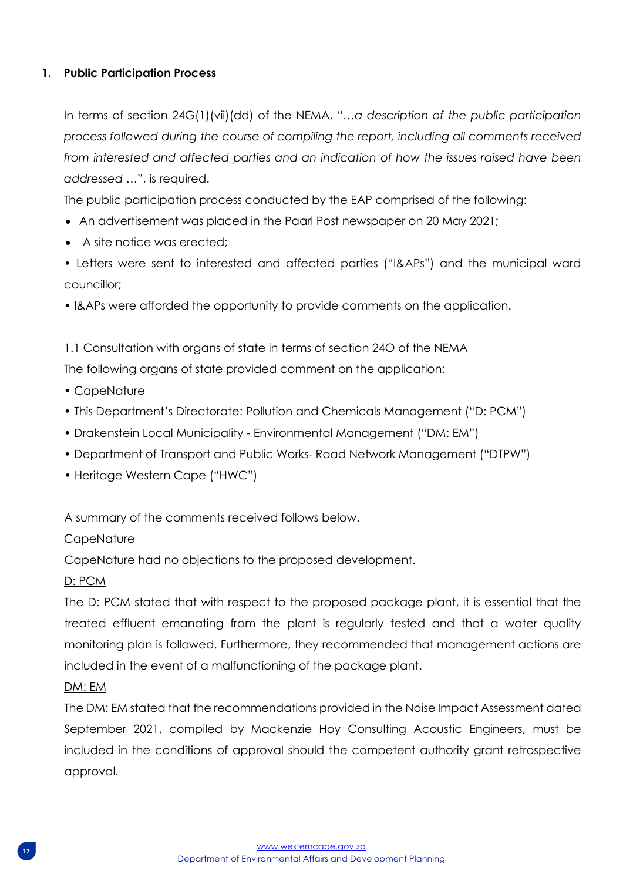## 1. Public Participation Process

In terms of section 24G(1)(vii)(dd) of the NEMA, "…*a description of the public participation process followed during the course of compiling the report, including all comments received from interested and affected parties and an indication of how the issues raised have been addressed* …", is required.

The public participation process conducted by the EAP comprised of the following:

- An advertisement was placed in the Paarl Post newspaper on 20 May 2021;
- A site notice was erected;
- Letters were sent to interested and affected parties ("I&APs") and the municipal ward councillor;
- I&APs were afforded the opportunity to provide comments on the application.

<u>1.1 Consultation with organs of state in terms of section 24O of the NEMA</u>

The following organs of state provided comment on the application:

- CapeNature
- This Department's Directorate: Pollution and Chemicals Management ("D: PCM")
- Drakenstein Local Municipality - Environmental Management ("DM: EM")
- Department of Transport and Public Works- Road Network Management ("DTPW")
- Heritage Western Cape ("HWC")

A summary of the comments received follows below.

<u>CapeNature</u>

CapeNature had no objections to the proposed development.

<u>D: PCM</u>

The D: PCM stated that with respect to the proposed package plant, it is essential that the treated effluent emanating from the plant is regularly tested and that a water quality monitoring plan is followed. Furthermore, they recommended that management actions are included in the event of a malfunctioning of the package plant.

<u>DM: EM</u>

The DM: EM stated that the recommendations provided in the Noise Impact Assessment dated September 2021, compiled by Mackenzie Hoy Consulting Acoustic Engineers, must be included in the conditions of approval should the competent authority grant retrospective approval.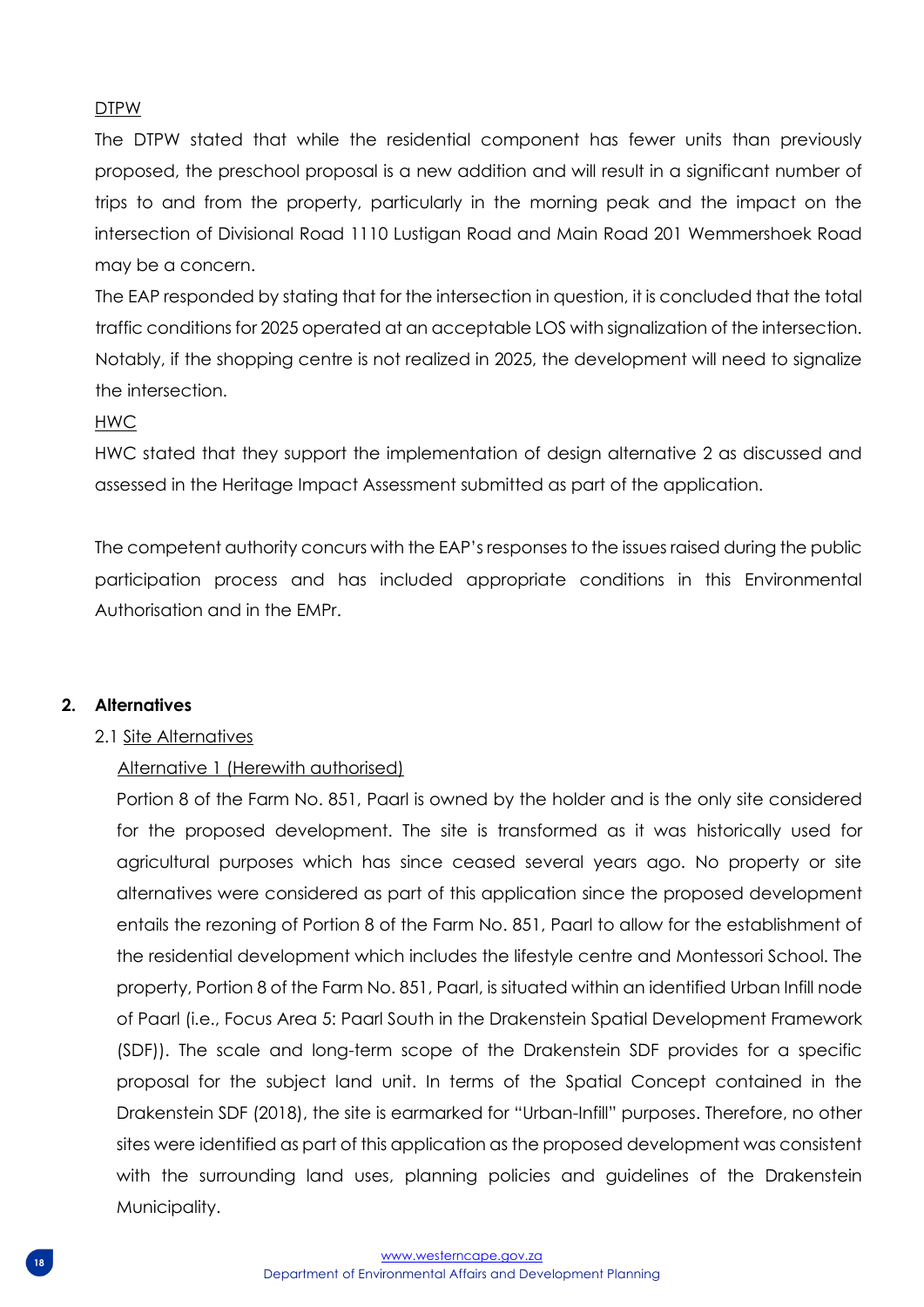<u>DTPW</u>

The DTPW stated that while the residential component has fewer units than previously proposed, the preschool proposal is a new addition and will result in a significant number of trips to and from the property, particularly in the morning peak and the impact on the intersection of Divisional Road 1110 Lustigan Road and Main Road 201 Wemmershoek Road may be a concern.

The EAP responded by stating that for the intersection in question, it is concluded that the total traffic conditions for 2025 operated at an acceptable LOS with signalization of the intersection. Notably, if the shopping centre is not realized in 2025, the development will need to signalize the intersection.

<u>HWC</u>

HWC stated that they support the implementation of design alternative 2 as discussed and assessed in the Heritage Impact Assessment submitted as part of the application.

The competent authority concurs with the EAP's responses to the issues raised during the public participation process and has included appropriate conditions in this Environmental Authorisation and in the EMPr.

## 2. Alternatives

2.1 <u>Site Alternatives</u>

<u>Alternative 1 (Herewith authorised)</u>

Portion 8 of the Farm No. 851, Paarl is owned by the holder and is the only site considered for the proposed development. The site is transformed as it was historically used for agricultural purposes which has since ceased several years ago. No property or site alternatives were considered as part of this application since the proposed development entails the rezoning of Portion 8 of the Farm No. 851, Paarl to allow for the establishment of the residential development which includes the lifestyle centre and Montessori School. The property, Portion 8 of the Farm No. 851, Paarl, is situated within an identified Urban Infill node of Paarl (i.e., Focus Area 5: Paarl South in the Drakenstein Spatial Development Framework (SDF)). The scale and long-term scope of the Drakenstein SDF provides for a specific proposal for the subject land unit. In terms of the Spatial Concept contained in the Drakenstein SDF (2018), the site is earmarked for "Urban-Infill" purposes. Therefore, no other sites were identified as part of this application as the proposed development was consistent with the surrounding land uses, planning policies and guidelines of the Drakenstein Municipality.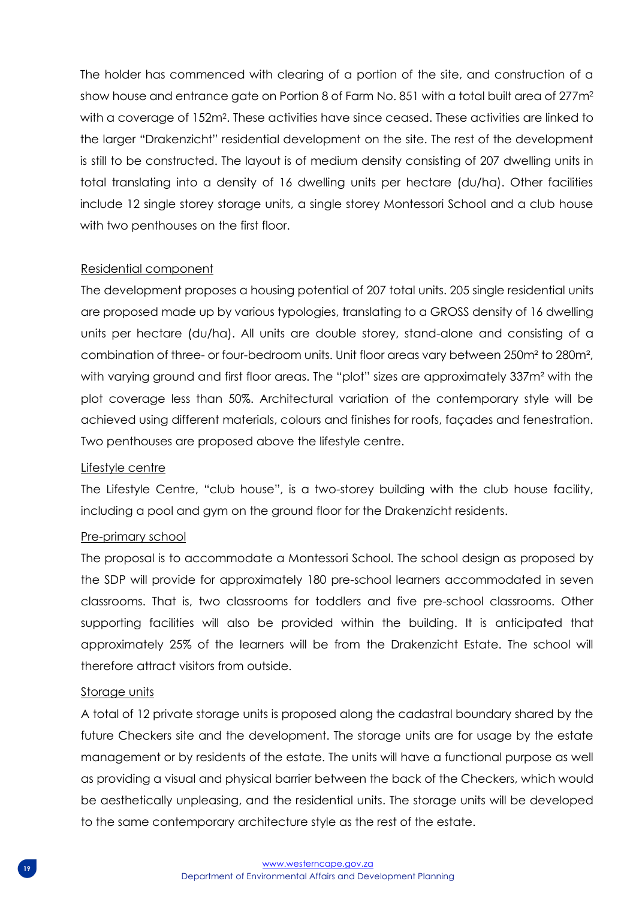The holder has commenced with clearing of a portion of the site, and construction of a show house and entrance gate on Portion 8 of Farm No. 851 with a total built area of 277m$^2$ with a coverage of 152m$^2$. These activities have since ceased. These activities are linked to the larger "Drakenzicht" residential development on the site. The rest of the development is still to be constructed. The layout is of medium density consisting of 207 dwelling units in total translating into a density of 16 dwelling units per hectare (du/ha). Other facilities include 12 single storey storage units, a single storey Montessori School and a club house with two penthouses on the first floor.

<u>Residential component</u>

The development proposes a housing potential of 207 total units. 205 single residential units are proposed made up by various typologies, translating to a GROSS density of 16 dwelling units per hectare (du/ha). All units are double storey, stand-alone and consisting of a combination of three- or four-bedroom units. Unit floor areas vary between 250m² to 280m², with varying ground and first floor areas. The "plot" sizes are approximately 337m² with the plot coverage less than 50%. Architectural variation of the contemporary style will be achieved using different materials, colours and finishes for roofs, façades and fenestration. Two penthouses are proposed above the lifestyle centre.

<u>Lifestyle centre</u>

The Lifestyle Centre, "club house", is a two-storey building with the club house facility, including a pool and gym on the ground floor for the Drakenzicht residents.

<u>Pre-primary school</u>

The proposal is to accommodate a Montessori School. The school design as proposed by the SDP will provide for approximately 180 pre-school learners accommodated in seven classrooms. That is, two classrooms for toddlers and five pre-school classrooms. Other supporting facilities will also be provided within the building. It is anticipated that approximately 25% of the learners will be from the Drakenzicht Estate. The school will therefore attract visitors from outside.

<u>Storage units</u>

A total of 12 private storage units is proposed along the cadastral boundary shared by the future Checkers site and the development. The storage units are for usage by the estate management or by residents of the estate. The units will have a functional purpose as well as providing a visual and physical barrier between the back of the Checkers, which would be aesthetically unpleasing, and the residential units. The storage units will be developed to the same contemporary architecture style as the rest of the estate.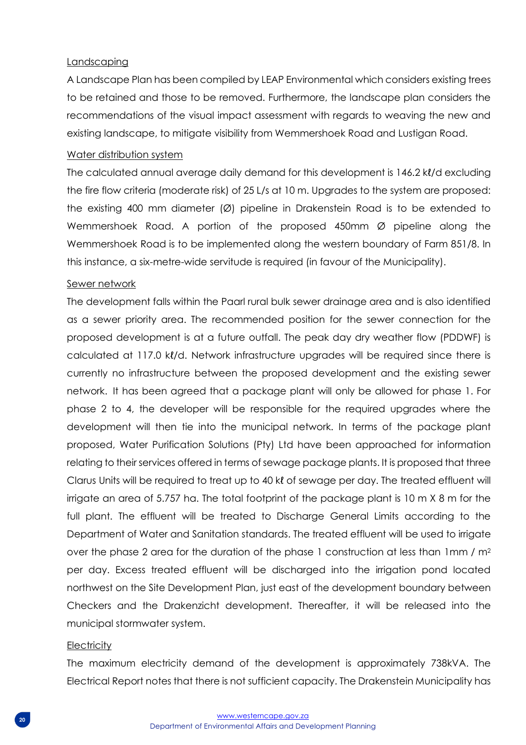Landscaping

A Landscape Plan has been compiled by LEAP Environmental which considers existing trees to be retained and those to be removed. Furthermore, the landscape plan considers the recommendations of the visual impact assessment with regards to weaving the new and existing landscape, to mitigate visibility from Wemmershoek Road and Lustigan Road.

Water distribution system

The calculated annual average daily demand for this development is 146.2 kℓ/d excluding the fire flow criteria (moderate risk) of 25 L/s at 10 m. Upgrades to the system are proposed: the existing 400 mm diameter (Ø) pipeline in Drakenstein Road is to be extended to Wemmershoek Road. A portion of the proposed 450mm Ø pipeline along the Wemmershoek Road is to be implemented along the western boundary of Farm 851/8. In this instance, a six-metre-wide servitude is required (in favour of the Municipality).

Sewer network

The development falls within the Paarl rural bulk sewer drainage area and is also identified as a sewer priority area. The recommended position for the sewer connection for the proposed development is at a future outfall. The peak day dry weather flow (PDDWF) is calculated at 117.0 kℓ/d. Network infrastructure upgrades will be required since there is currently no infrastructure between the proposed development and the existing sewer network. It has been agreed that a package plant will only be allowed for phase 1. For phase 2 to 4, the developer will be responsible for the required upgrades where the development will then tie into the municipal network. In terms of the package plant proposed, Water Purification Solutions (Pty) Ltd have been approached for information relating to their services offered in terms of sewage package plants. It is proposed that three Clarus Units will be required to treat up to 40 kℓ of sewage per day. The treated effluent will irrigate an area of 5.757 ha. The total footprint of the package plant is 10 m X 8 m for the full plant. The effluent will be treated to Discharge General Limits according to the Department of Water and Sanitation standards. The treated effluent will be used to irrigate over the phase 2 area for the duration of the phase 1 construction at less than 1mm / $m^2$ per day. Excess treated effluent will be discharged into the irrigation pond located northwest on the Site Development Plan, just east of the development boundary between Checkers and the Drakenzicht development. Thereafter, it will be released into the municipal stormwater system.

Electricity

The maximum electricity demand of the development is approximately 738kVA. The Electrical Report notes that there is not sufficient capacity. The Drakenstein Municipality has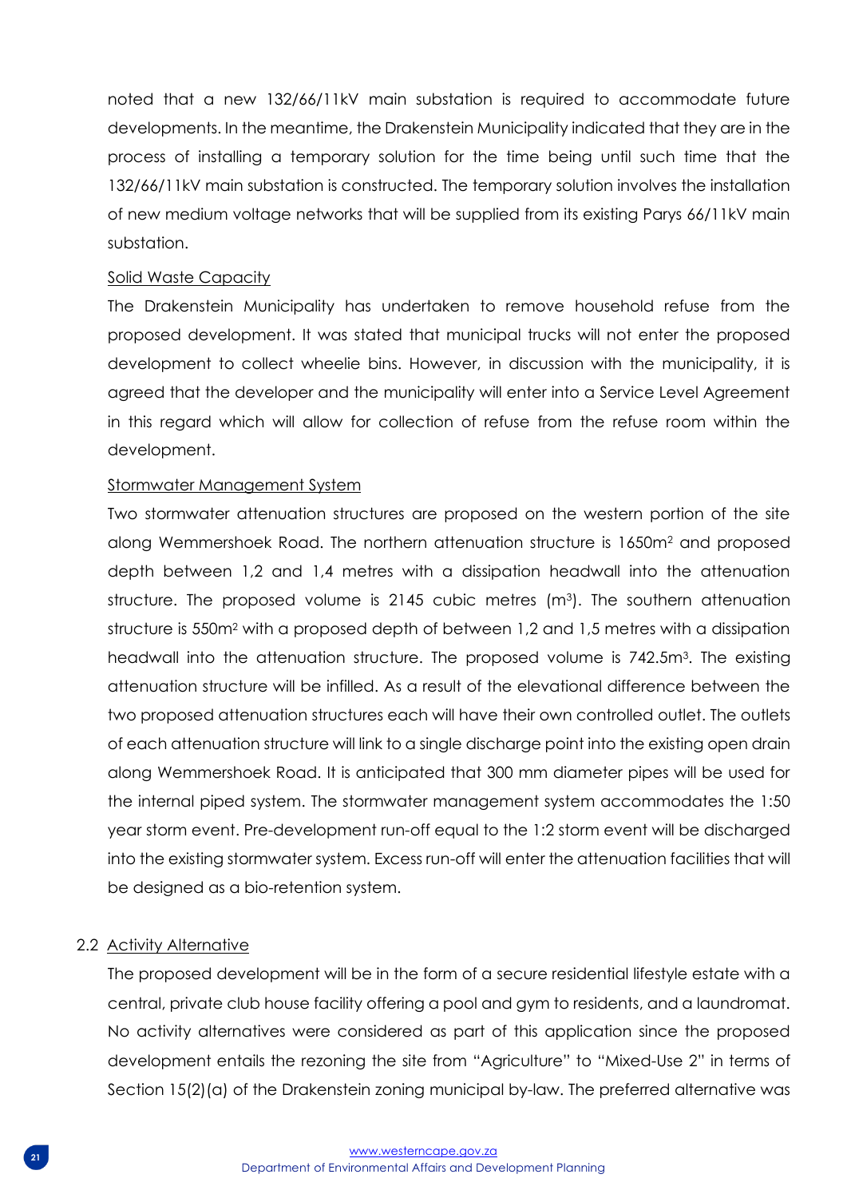noted that a new 132/66/11kV main substation is required to accommodate future developments. In the meantime, the Drakenstein Municipality indicated that they are in the process of installing a temporary solution for the time being until such time that the 132/66/11kV main substation is constructed. The temporary solution involves the installation of new medium voltage networks that will be supplied from its existing Parys 66/11kV main substation.

Solid Waste Capacity

The Drakenstein Municipality has undertaken to remove household refuse from the proposed development. It was stated that municipal trucks will not enter the proposed development to collect wheelie bins. However, in discussion with the municipality, it is agreed that the developer and the municipality will enter into a Service Level Agreement in this regard which will allow for collection of refuse from the refuse room within the development.

Stormwater Management System

Two stormwater attenuation structures are proposed on the western portion of the site along Wemmershoek Road. The northern attenuation structure is 1650m$^2$ and proposed depth between 1,2 and 1,4 metres with a dissipation headwall into the attenuation structure. The proposed volume is 2145 cubic metres (m$^3$). The southern attenuation structure is 550m$^2$ with a proposed depth of between 1,2 and 1,5 metres with a dissipation headwall into the attenuation structure. The proposed volume is 742.5m$^3$. The existing attenuation structure will be infilled. As a result of the elevational difference between the two proposed attenuation structures each will have their own controlled outlet. The outlets of each attenuation structure will link to a single discharge point into the existing open drain along Wemmershoek Road. It is anticipated that 300 mm diameter pipes will be used for the internal piped system. The stormwater management system accommodates the 1:50 year storm event. Pre-development run-off equal to the 1:2 storm event will be discharged into the existing stormwater system. Excess run-off will enter the attenuation facilities that will be designed as a bio-retention system.

## 2.2 Activity Alternative

The proposed development will be in the form of a secure residential lifestyle estate with a central, private club house facility offering a pool and gym to residents, and a laundromat. No activity alternatives were considered as part of this application since the proposed development entails the rezoning the site from "Agriculture" to "Mixed-Use 2" in terms of Section 15(2)(a) of the Drakenstein zoning municipal by-law. The preferred alternative was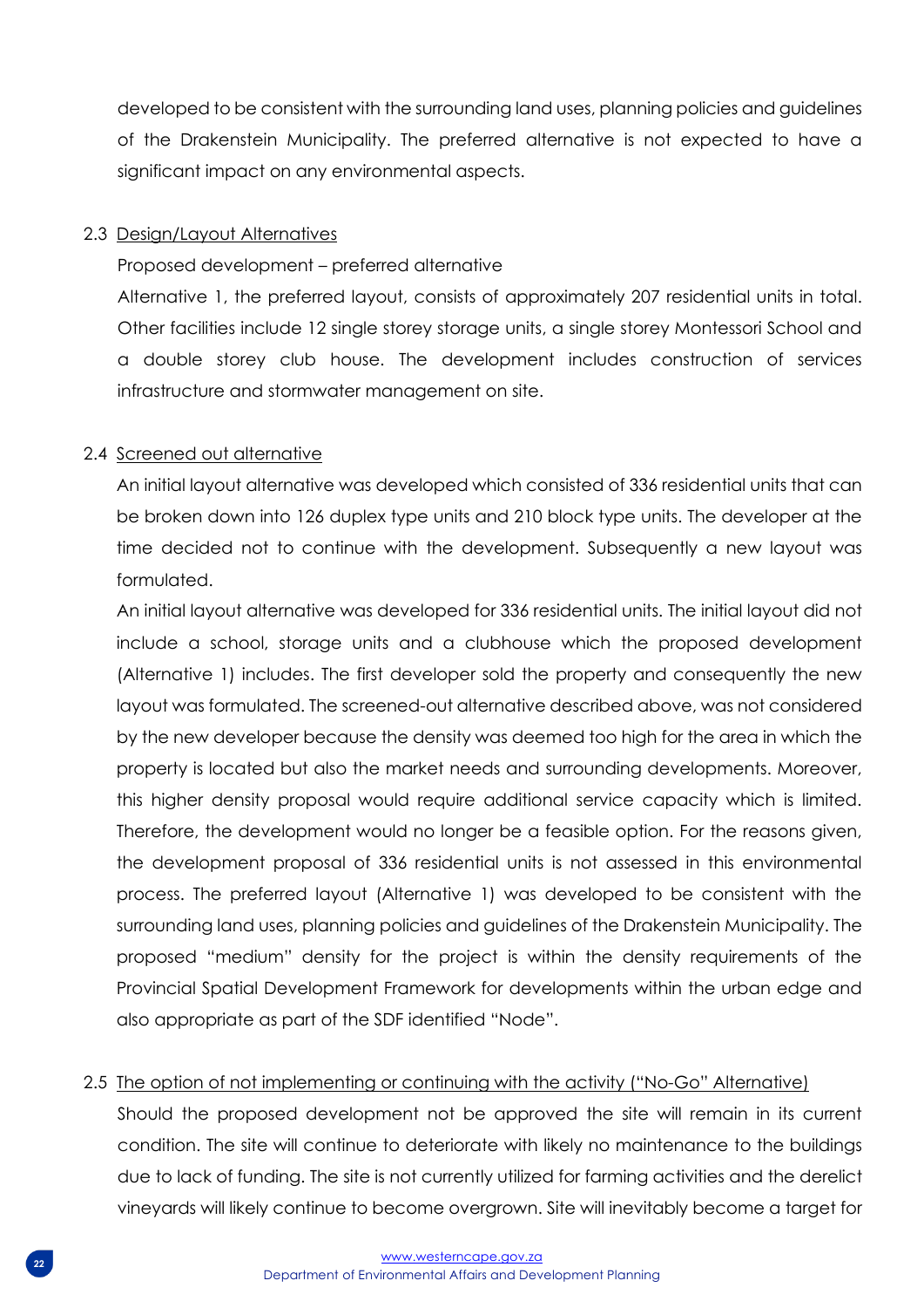developed to be consistent with the surrounding land uses, planning policies and guidelines of the Drakenstein Municipality. The preferred alternative is not expected to have a significant impact on any environmental aspects.

2.3 Design/Layout Alternatives

Proposed development – preferred alternative

Alternative 1, the preferred layout, consists of approximately 207 residential units in total. Other facilities include 12 single storey storage units, a single storey Montessori School and a double storey club house. The development includes construction of services infrastructure and stormwater management on site.

2.4 Screened out alternative

An initial layout alternative was developed which consisted of 336 residential units that can be broken down into 126 duplex type units and 210 block type units. The developer at the time decided not to continue with the development. Subsequently a new layout was formulated.

An initial layout alternative was developed for 336 residential units. The initial layout did not include a school, storage units and a clubhouse which the proposed development (Alternative 1) includes. The first developer sold the property and consequently the new layout was formulated. The screened-out alternative described above, was not considered by the new developer because the density was deemed too high for the area in which the property is located but also the market needs and surrounding developments. Moreover, this higher density proposal would require additional service capacity which is limited. Therefore, the development would no longer be a feasible option. For the reasons given, the development proposal of 336 residential units is not assessed in this environmental process. The preferred layout (Alternative 1) was developed to be consistent with the surrounding land uses, planning policies and guidelines of the Drakenstein Municipality. The proposed "medium" density for the project is within the density requirements of the Provincial Spatial Development Framework for developments within the urban edge and also appropriate as part of the SDF identified "Node".

2.5 The option of not implementing or continuing with the activity ("No-Go" Alternative)

Should the proposed development not be approved the site will remain in its current condition. The site will continue to deteriorate with likely no maintenance to the buildings due to lack of funding. The site is not currently utilized for farming activities and the derelict vineyards will likely continue to become overgrown. Site will inevitably become a target for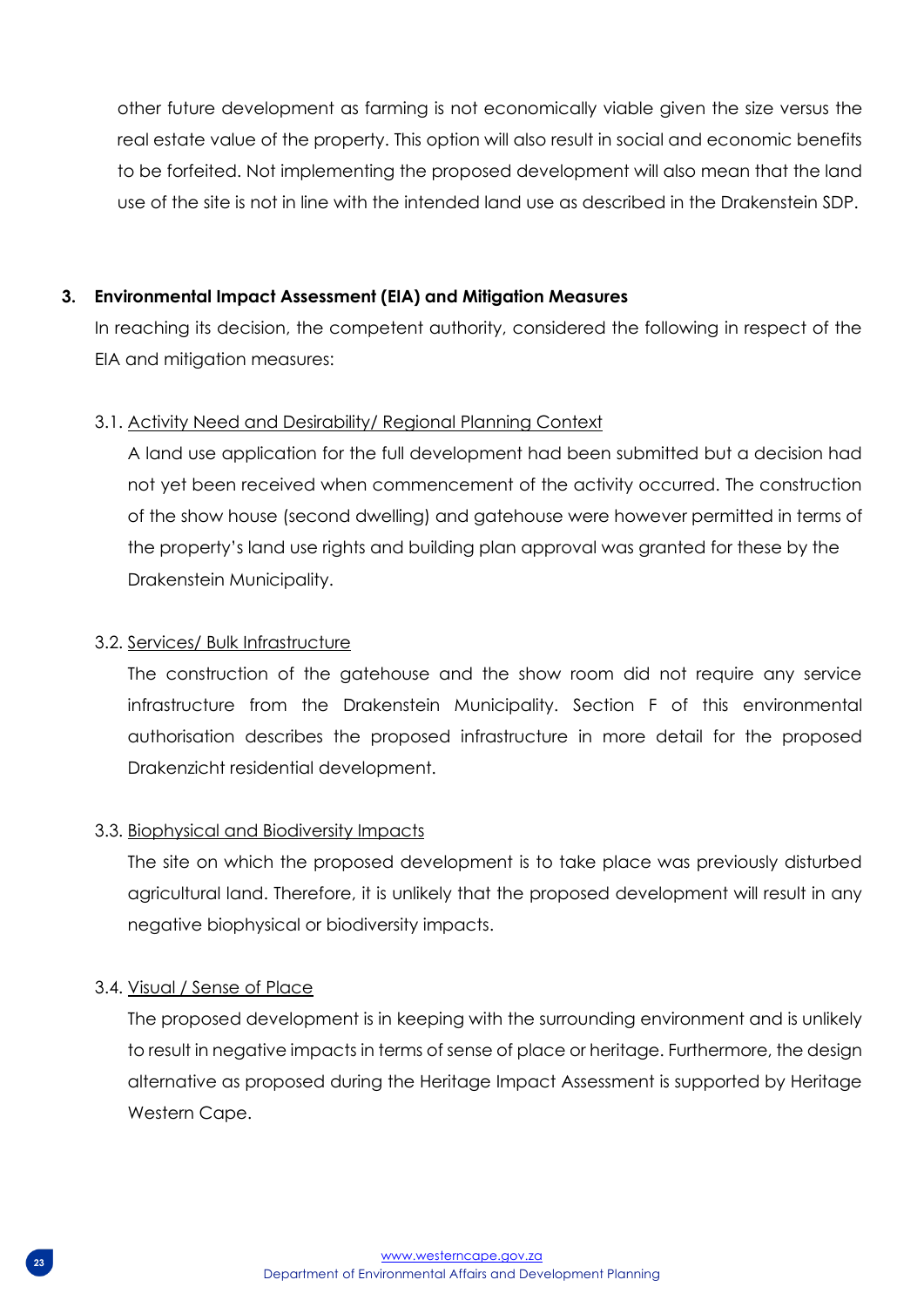other future development as farming is not economically viable given the size versus the real estate value of the property. This option will also result in social and economic benefits to be forfeited. Not implementing the proposed development will also mean that the land use of the site is not in line with the intended land use as described in the Drakenstein SDP.

**3. Environmental Impact Assessment (EIA) and Mitigation Measures**

In reaching its decision, the competent authority, considered the following in respect of the EIA and mitigation measures:

3.1. Activity Need and Desirability/ Regional Planning Context

A land use application for the full development had been submitted but a decision had not yet been received when commencement of the activity occurred. The construction of the show house (second dwelling) and gatehouse were however permitted in terms of the property's land use rights and building plan approval was granted for these by the Drakenstein Municipality.

3.2. Services/ Bulk Infrastructure

The construction of the gatehouse and the show room did not require any service infrastructure from the Drakenstein Municipality. Section F of this environmental authorisation describes the proposed infrastructure in more detail for the proposed Drakenzicht residential development.

3.3. Biophysical and Biodiversity Impacts

The site on which the proposed development is to take place was previously disturbed agricultural land. Therefore, it is unlikely that the proposed development will result in any negative biophysical or biodiversity impacts.

3.4. Visual / Sense of Place

The proposed development is in keeping with the surrounding environment and is unlikely to result in negative impacts in terms of sense of place or heritage. Furthermore, the design alternative as proposed during the Heritage Impact Assessment is supported by Heritage Western Cape.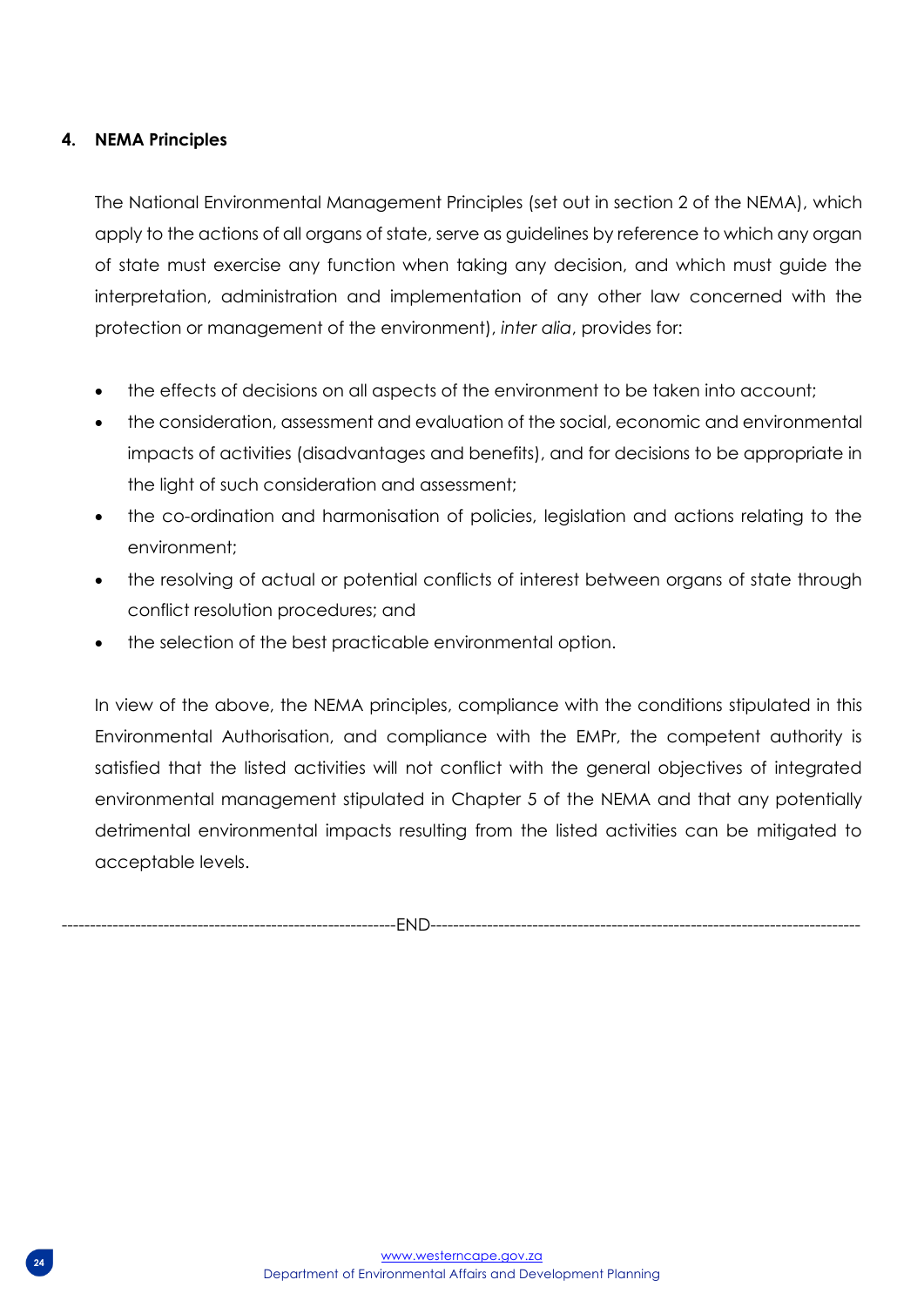## 4. NEMA Principles

The National Environmental Management Principles (set out in section 2 of the NEMA), which apply to the actions of all organs of state, serve as guidelines by reference to which any organ of state must exercise any function when taking any decision, and which must guide the interpretation, administration and implementation of any other law concerned with the protection or management of the environment), *inter alia*, provides for:

- the effects of decisions on all aspects of the environment to be taken into account;
- the consideration, assessment and evaluation of the social, economic and environmental impacts of activities (disadvantages and benefits), and for decisions to be appropriate in the light of such consideration and assessment;
- the co-ordination and harmonisation of policies, legislation and actions relating to the environment;
- the resolving of actual or potential conflicts of interest between organs of state through conflict resolution procedures; and
- the selection of the best practicable environmental option.

In view of the above, the NEMA principles, compliance with the conditions stipulated in this Environmental Authorisation, and compliance with the EMPr, the competent authority is satisfied that the listed activities will not conflict with the general objectives of integrated environmental management stipulated in Chapter 5 of the NEMA and that any potentially detrimental environmental impacts resulting from the listed activities can be mitigated to acceptable levels.

----------------------------------------------------------END--------------------------------------------------------------------------